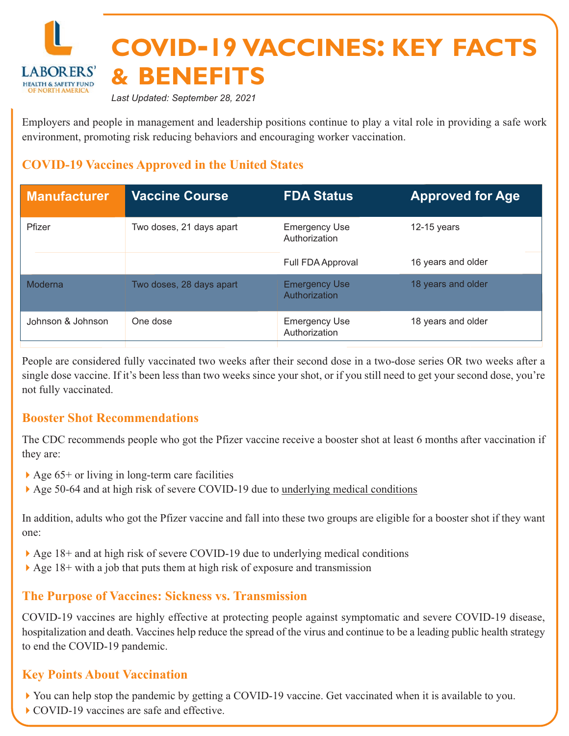LABORERS' HEALTH & SAFETY FUND OF NORTH AMERICA

# COVID-19 VACCINES: KEY FACTS & BENEFITS

*Last Updated: September 28, 2021*

Employers and people in management and leadership positions continue to play a vital role in providing a safe work environment, promoting risk reducing behaviors and encouraging worker vaccination.

## COVID-19 Vaccines Approved in the United States

| Manufacturer | Vaccine Course | FDA Status | Approved for Age |
|---|---|---|---|
| Pfizer | Two doses, 21 days apart | Emergency Use Authorization | 12-15 years |
| | | Full FDA Approval | 16 years and older |
| Moderna | Two doses, 28 days apart | Emergency Use Authorization | 18 years and older |
| Johnson & Johnson | One dose | Emergency Use Authorization | 18 years and older |

People are considered fully vaccinated two weeks after their second dose in a two-dose series OR two weeks after a single dose vaccine. If it's been less than two weeks since your shot, or if you still need to get your second dose, you're not fully vaccinated.

## Booster Shot Recommendations

The CDC recommends people who got the Pfizer vaccine receive a booster shot at least 6 months after vaccination if they are:

- Age 65+ or living in long-term care facilities
- Age 50-64 and at high risk of severe COVID-19 due to underlying medical conditions

In addition, adults who got the Pfizer vaccine and fall into these two groups are eligible for a booster shot if they want one:

- Age 18+ and at high risk of severe COVID-19 due to underlying medical conditions
- Age 18+ with a job that puts them at high risk of exposure and transmission

## The Purpose of Vaccines: Sickness vs. Transmission

COVID-19 vaccines are highly effective at protecting people against symptomatic and severe COVID-19 disease, hospitalization and death. Vaccines help reduce the spread of the virus and continue to be a leading public health strategy to end the COVID-19 pandemic.

## Key Points About Vaccination

- You can help stop the pandemic by getting a COVID-19 vaccine. Get vaccinated when it is available to you.
- COVID-19 vaccines are safe and effective.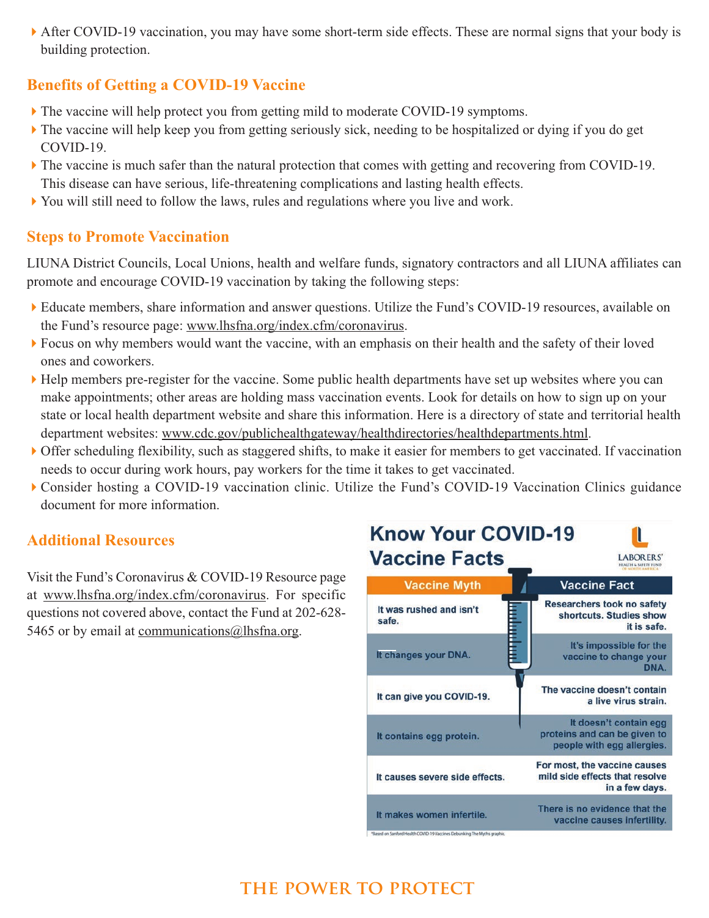- After COVID-19 vaccination, you may have some short-term side effects. These are normal signs that your body is building protection.

## Benefits of Getting a COVID-19 Vaccine

- The vaccine will help protect you from getting mild to moderate COVID-19 symptoms.
- The vaccine will help keep you from getting seriously sick, needing to be hospitalized or dying if you do get COVID-19.
- The vaccine is much safer than the natural protection that comes with getting and recovering from COVID-19. This disease can have serious, life-threatening complications and lasting health effects.
- You will still need to follow the laws, rules and regulations where you live and work.

## Steps to Promote Vaccination

LIUNA District Councils, Local Unions, health and welfare funds, signatory contractors and all LIUNA affiliates can promote and encourage COVID-19 vaccination by taking the following steps:

- Educate members, share information and answer questions. Utilize the Fund's COVID-19 resources, available on the Fund's resource page: www.lhsfna.org/index.cfm/coronavirus.
- Focus on why members would want the vaccine, with an emphasis on their health and the safety of their loved ones and coworkers.
- Help members pre-register for the vaccine. Some public health departments have set up websites where you can make appointments; other areas are holding mass vaccination events. Look for details on how to sign up on your state or local health department website and share this information. Here is a directory of state and territorial health department websites: www.cdc.gov/publichealthgateway/healthdirectories/healthdepartments.html.
- Offer scheduling flexibility, such as staggered shifts, to make it easier for members to get vaccinated. If vaccination needs to occur during work hours, pay workers for the time it takes to get vaccinated.
- Consider hosting a COVID-19 vaccination clinic. Utilize the Fund's COVID-19 Vaccination Clinics guidance document for more information.

## Additional Resources

Visit the Fund's Coronavirus & COVID-19 Resource page at www.lhsfna.org/index.cfm/coronavirus. For specific questions not covered above, contact the Fund at 202-628-5465 or by email at communications@lhsfna.org.

## Know Your COVID-19 Vaccine Facts

LABORERS' HEALTH & SAFETY FUND OF NORTH AMERICA

| Vaccine Myth | Vaccine Fact |
|---|---|
| It was rushed and isn't safe. | Researchers took no safety shortcuts. Studies show it is safe. |
| It changes your DNA. | It's impossible for the vaccine to change your DNA. |
| It can give you COVID-19. | The vaccine doesn't contain a live virus strain. |
| It contains egg protein. | It doesn't contain egg proteins and can be given to people with egg allergies. |
| It causes severe side effects. | For most, the vaccine causes mild side effects that resolve in a few days. |
| It makes women infertile. | There is no evidence that the vaccine causes infertility. |

*Based on Sanford Health COVID-19 Vaccines Debunking The Myths graphic.

THE POWER TO PROTECT